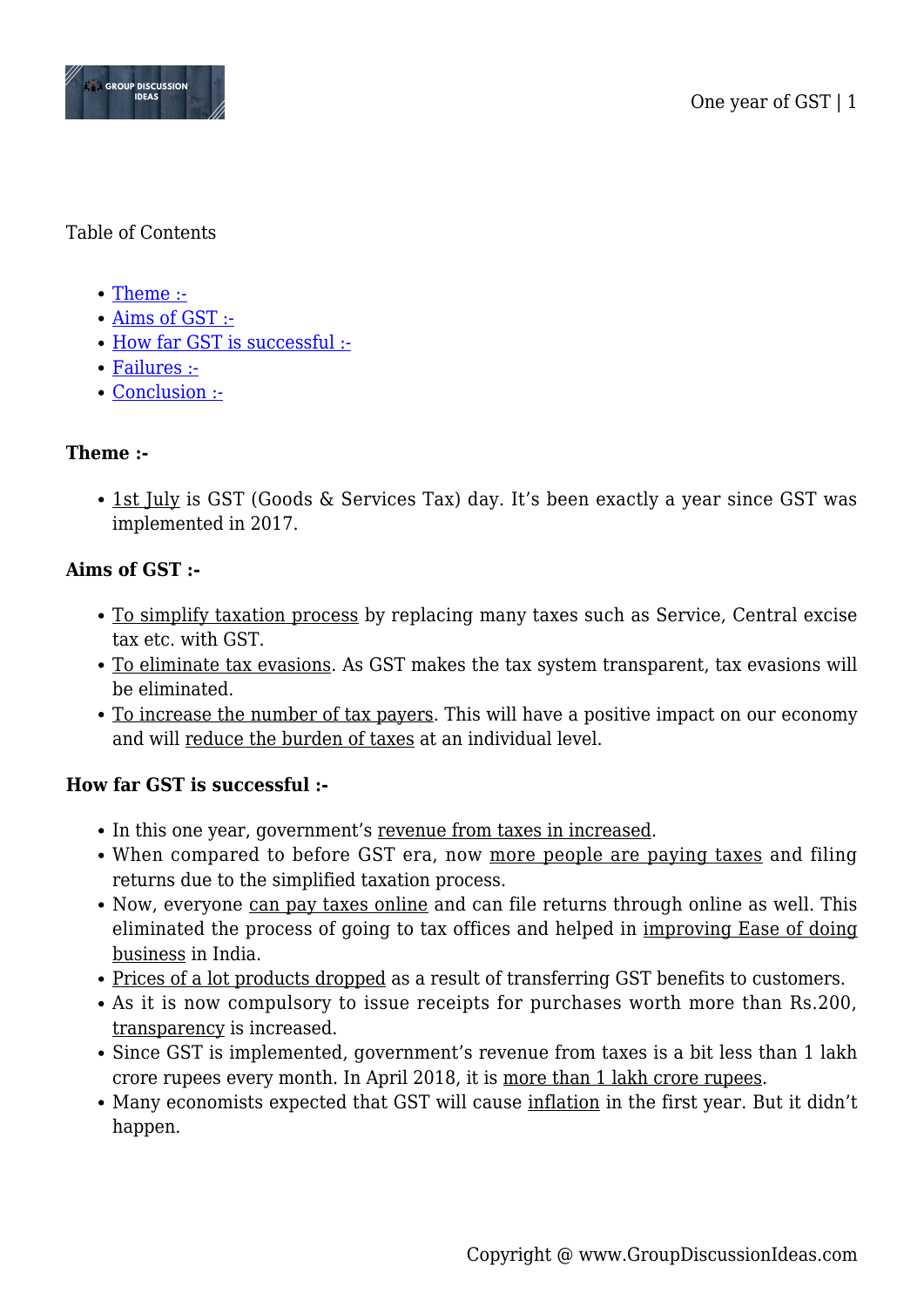Table of Contents

- Theme :-
- Aims of GST :-
- How far GST is successful :-
- Failures :-
- Conclusion :-

**Theme :-**

- 1st July is GST (Goods & Services Tax) day. It's been exactly a year since GST was implemented in 2017.

**Aims of GST :-**

- To simplify taxation process by replacing many taxes such as Service, Central excise tax etc. with GST.
- To eliminate tax evasions. As GST makes the tax system transparent, tax evasions will be eliminated.
- To increase the number of tax payers. This will have a positive impact on our economy and will reduce the burden of taxes at an individual level.

**How far GST is successful :-**

- In this one year, government's revenue from taxes in increased.
- When compared to before GST era, now more people are paying taxes and filing returns due to the simplified taxation process.
- Now, everyone can pay taxes online and can file returns through online as well. This eliminated the process of going to tax offices and helped in improving Ease of doing business in India.
- Prices of a lot products dropped as a result of transferring GST benefits to customers.
- As it is now compulsory to issue receipts for purchases worth more than Rs.200, transparency is increased.
- Since GST is implemented, government's revenue from taxes is a bit less than 1 lakh crore rupees every month. In April 2018, it is more than 1 lakh crore rupees.
- Many economists expected that GST will cause inflation in the first year. But it didn't happen.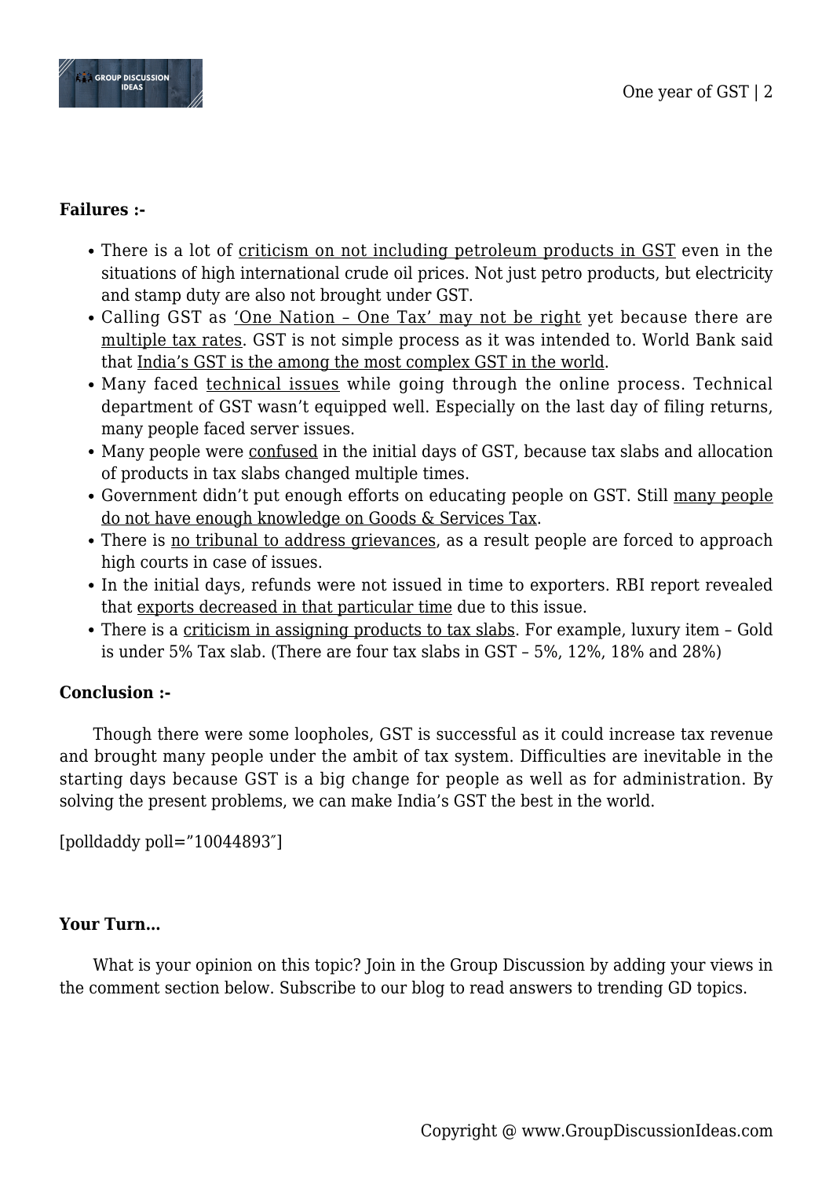**Failures :-**

- There is a lot of criticism on not including petroleum products in GST even in the situations of high international crude oil prices. Not just petro products, but electricity and stamp duty are also not brought under GST.
- Calling GST as 'One Nation – One Tax' may not be right yet because there are multiple tax rates. GST is not simple process as it was intended to. World Bank said that India's GST is the among the most complex GST in the world.
- Many faced technical issues while going through the online process. Technical department of GST wasn't equipped well. Especially on the last day of filing returns, many people faced server issues.
- Many people were confused in the initial days of GST, because tax slabs and allocation of products in tax slabs changed multiple times.
- Government didn't put enough efforts on educating people on GST. Still many people do not have enough knowledge on Goods & Services Tax.
- There is no tribunal to address grievances, as a result people are forced to approach high courts in case of issues.
- In the initial days, refunds were not issued in time to exporters. RBI report revealed that exports decreased in that particular time due to this issue.
- There is a criticism in assigning products to tax slabs. For example, luxury item – Gold is under 5% Tax slab. (There are four tax slabs in GST – 5%, 12%, 18% and 28%)

**Conclusion :-**

Though there were some loopholes, GST is successful as it could increase tax revenue and brought many people under the ambit of tax system. Difficulties are inevitable in the starting days because GST is a big change for people as well as for administration. By solving the present problems, we can make India's GST the best in the world.

[polldaddy poll="10044893″]

**Your Turn…**

What is your opinion on this topic? Join in the Group Discussion by adding your views in the comment section below. Subscribe to our blog to read answers to trending GD topics.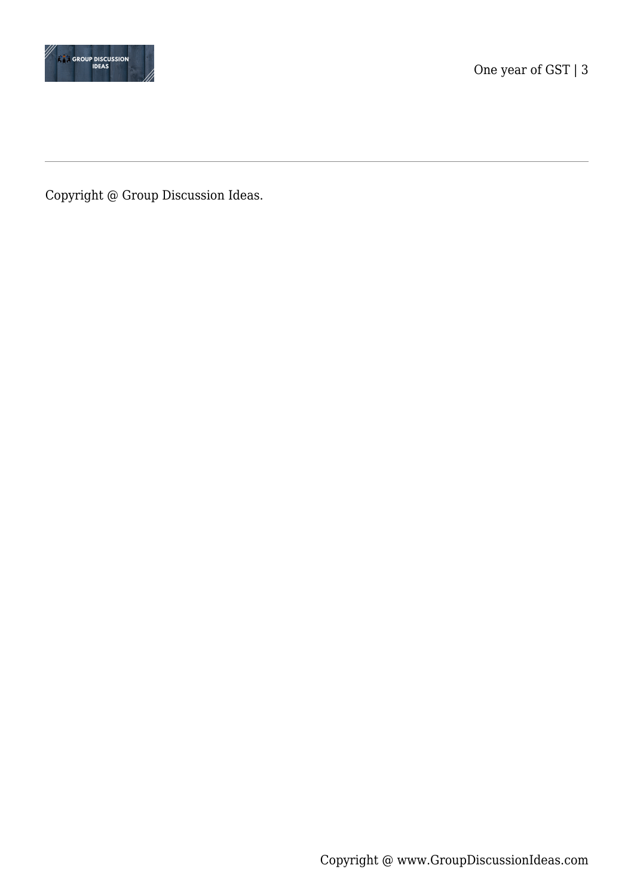---

Copyright @ Group Discussion Ideas.